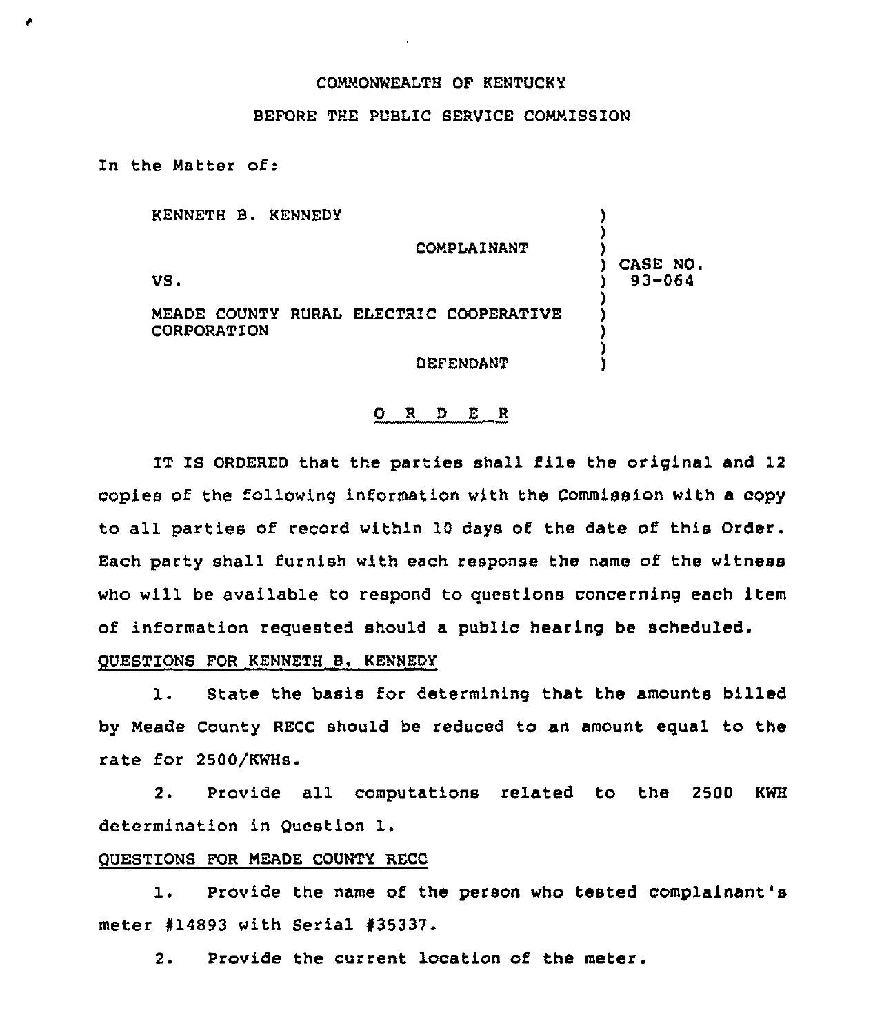COMMONWEALTH OF KENTUCKY

BEFORE THE PUBLIC SERVICE COMMISSION

In the Matter of:

KENNETH B. KENNEDY

COMPLAINANT

VS.

MEADE COUNTY RURAL ELECTRIC COOPERATIVE CORPORATION

DEFENDANT

) CASE NO. 93-064

## O R D E R

IT IS ORDERED that the parties shall file the original and 12 copies of the following information with the Commission with a copy to all parties of record within 10 days of the date of this Order. Each party shall furnish with each response the name of the witness who will be available to respond to questions concerning each item of information requested should a public hearing be scheduled.

QUESTIONS FOR KENNETH B. KENNEDY

1. State the basis for determining that the amounts billed by Meade County RECC should be reduced to an amount equal to the rate for 2500/KWHs.

2. Provide all computations related to the 2500 KWH determination in Question 1.

QUESTIONS FOR MEADE COUNTY RECC

1. Provide the name of the person who tested complainant's meter #14893 with Serial #35337.

2. Provide the current location of the meter.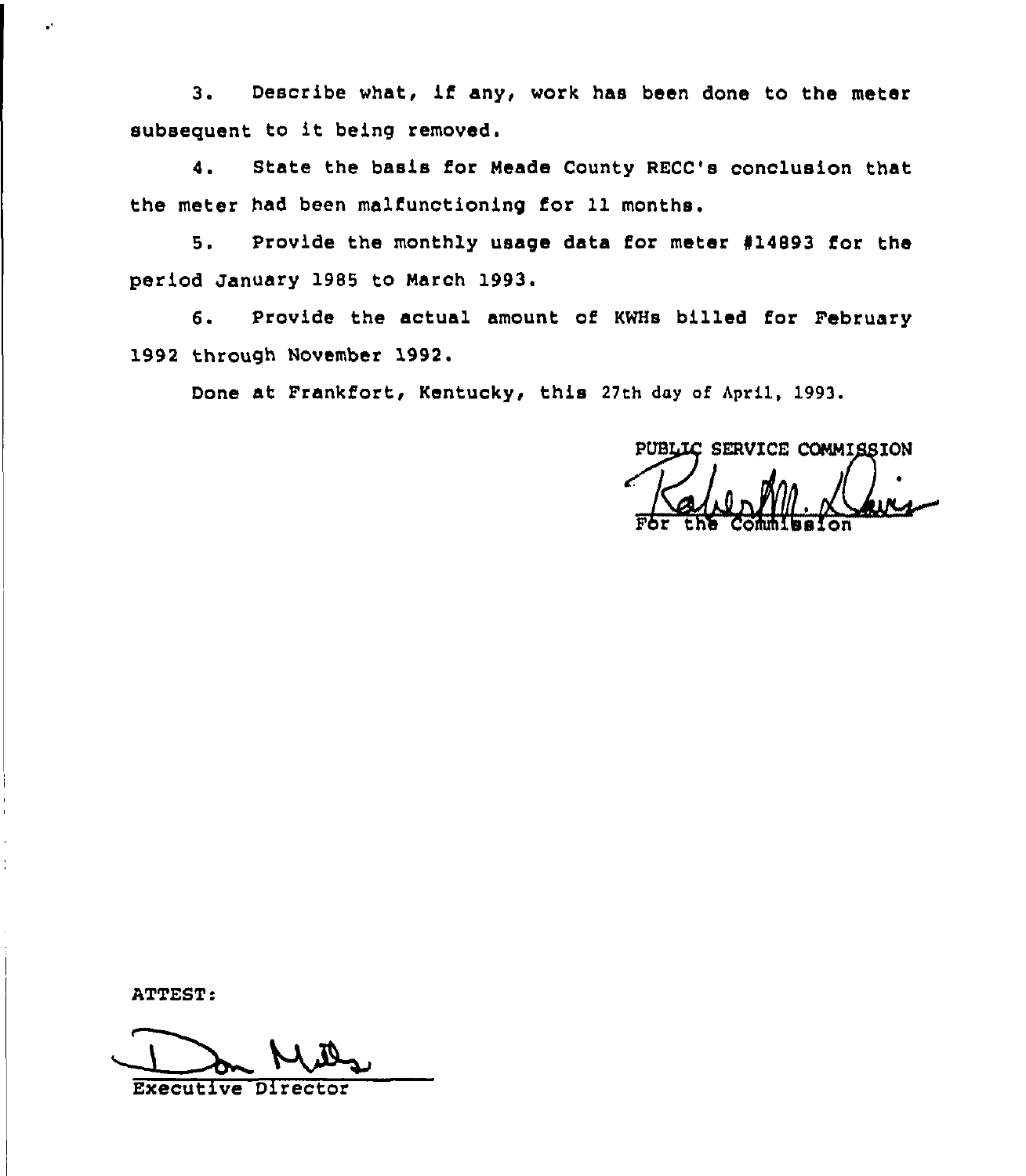3. Describe what, if any, work has been done to the meter subsequent to it being removed.

4. State the basis for Meade County RECC's conclusion that the meter had been malfunctioning for 11 months.

5. Provide the monthly usage data for meter #14893 for the period January 1985 to March 1993.

6. Provide the actual amount of KWHs billed for February 1992 through November 1992.

Done at Frankfort, Kentucky, this 27th day of April, 1993.

PUBLIC SERVICE COMMISSION

For the Commission

ATTEST:

Executive Director